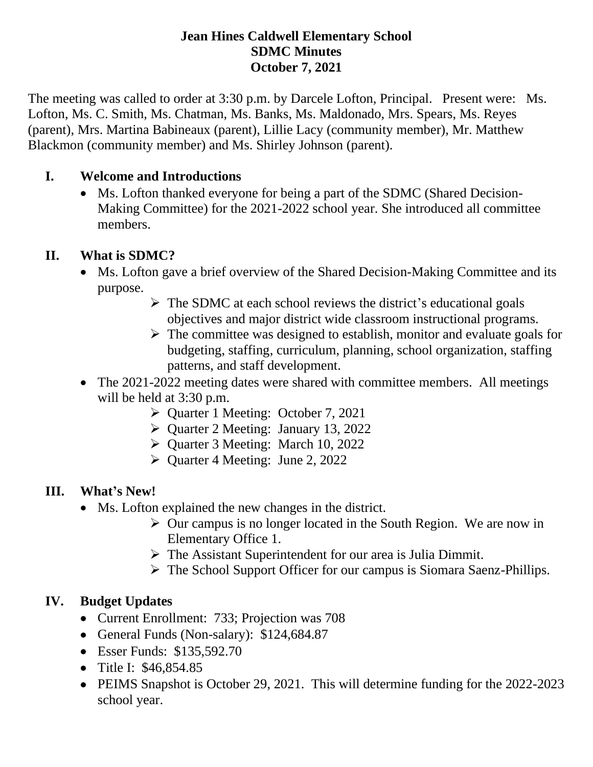# Jean Hines Caldwell Elementary School
## SDMC Minutes
## October 7, 2021

The meeting was called to order at 3:30 p.m. by Darcele Lofton, Principal. Present were: Ms. Lofton, Ms. C. Smith, Ms. Chatman, Ms. Banks, Ms. Maldonado, Mrs. Spears, Ms. Reyes (parent), Mrs. Martina Babineaux (parent), Lillie Lacy (community member), Mr. Matthew Blackmon (community member) and Ms. Shirley Johnson (parent).

### I. Welcome and Introductions

- Ms. Lofton thanked everyone for being a part of the SDMC (Shared Decision-Making Committee) for the 2021-2022 school year. She introduced all committee members.

### II. What is SDMC?

- Ms. Lofton gave a brief overview of the Shared Decision-Making Committee and its purpose.
  - The SDMC at each school reviews the district's educational goals objectives and major district wide classroom instructional programs.
  - The committee was designed to establish, monitor and evaluate goals for budgeting, staffing, curriculum, planning, school organization, staffing patterns, and staff development.
- The 2021-2022 meeting dates were shared with committee members. All meetings will be held at 3:30 p.m.
  - Quarter 1 Meeting: October 7, 2021
  - Quarter 2 Meeting: January 13, 2022
  - Quarter 3 Meeting: March 10, 2022
  - Quarter 4 Meeting: June 2, 2022

### III. What's New!

- Ms. Lofton explained the new changes in the district.
  - Our campus is no longer located in the South Region. We are now in Elementary Office 1.
  - The Assistant Superintendent for our area is Julia Dimmit.
  - The School Support Officer for our campus is Siomara Saenz-Phillips.

### IV. Budget Updates

- Current Enrollment: 733; Projection was 708
- General Funds (Non-salary): $124,684.87
- Esser Funds: $135,592.70
- Title I: $46,854.85
- PEIMS Snapshot is October 29, 2021. This will determine funding for the 2022-2023 school year.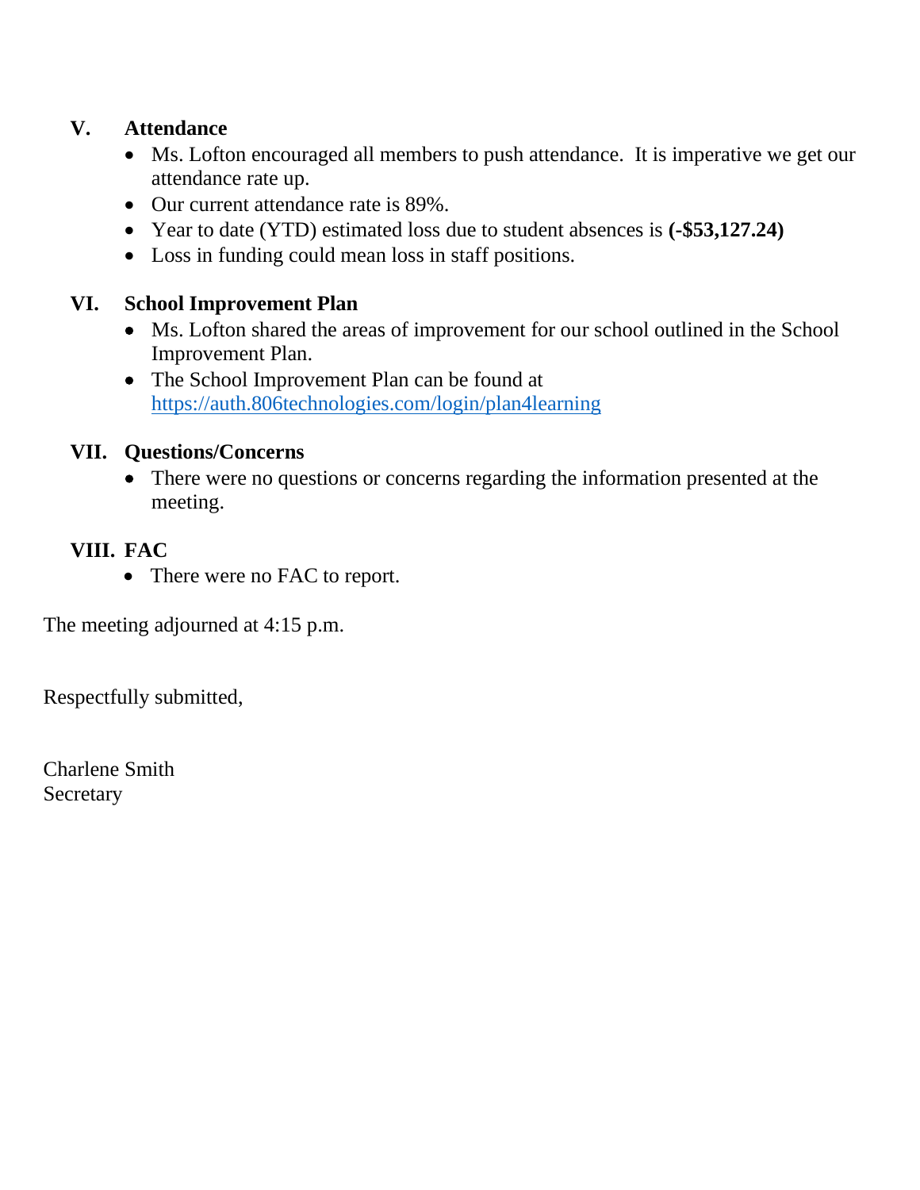## V. Attendance

- Ms. Lofton encouraged all members to push attendance. It is imperative we get our attendance rate up.
- Our current attendance rate is 89%.
- Year to date (YTD) estimated loss due to student absences is **(-$53,127.24)**
- Loss in funding could mean loss in staff positions.

## VI. School Improvement Plan

- Ms. Lofton shared the areas of improvement for our school outlined in the School Improvement Plan.
- The School Improvement Plan can be found at https://auth.806technologies.com/login/plan4learning

## VII. Questions/Concerns

- There were no questions or concerns regarding the information presented at the meeting.

## VIII. FAC

- There were no FAC to report.

The meeting adjourned at 4:15 p.m.

Respectfully submitted,

Charlene Smith
Secretary